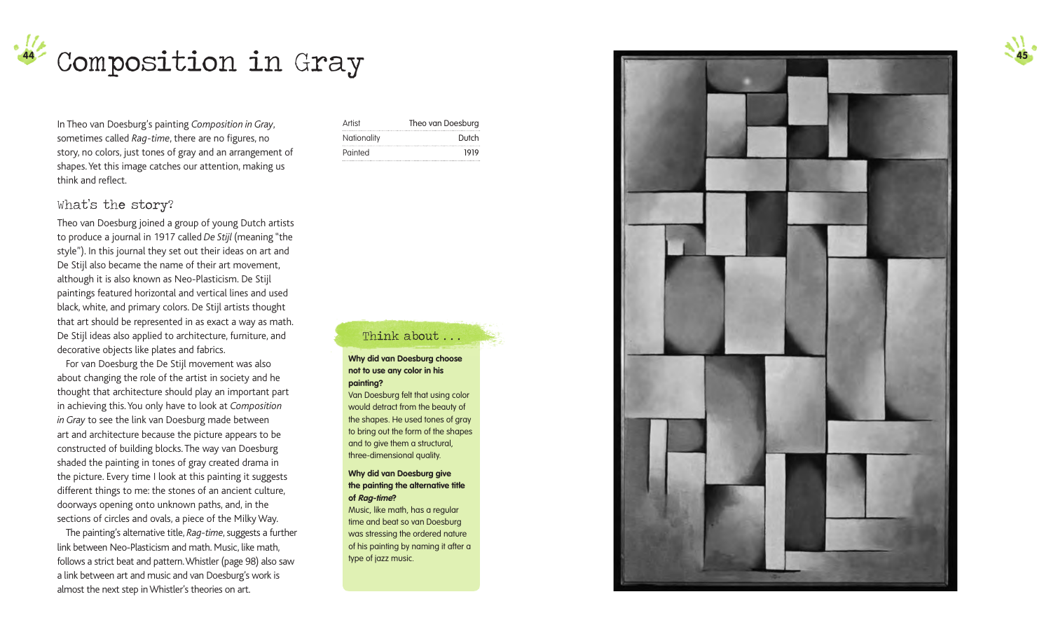# Composition in Gray

In Theo van Doesburg's painting *Composition in Gray*, sometimes called *Rag-time*, there are no figures, no story, no colors, just tones of gray and an arrangement of shapes. Yet this image catches our attention, making us think and reflect.

| Artist | Theo van Doesburg |
| --- | --- |
| Nationality | Dutch |
| Painted | 1919 |

## What's the story?

Theo van Doesburg joined a group of young Dutch artists to produce a journal in 1917 called *De Stijl* (meaning "the style"). In this journal they set out their ideas on art and De Stijl also became the name of their art movement, although it is also known as Neo-Plasticism. De Stijl paintings featured horizontal and vertical lines and used black, white, and primary colors. De Stijl artists thought that art should be represented in as exact a way as math. De Stijl ideas also applied to architecture, furniture, and decorative objects like plates and fabrics.

For van Doesburg the De Stijl movement was also about changing the role of the artist in society and he thought that architecture should play an important part in achieving this. You only have to look at *Composition in Gray* to see the link van Doesburg made between art and architecture because the picture appears to be constructed of building blocks. The way van Doesburg shaded the painting in tones of gray created drama in the picture. Every time I look at this painting it suggests different things to me: the stones of an ancient culture, doorways opening onto unknown paths, and, in the sections of circles and ovals, a piece of the Milky Way.

The painting's alternative title, *Rag-time*, suggests a further link between Neo-Plasticism and math. Music, like math, follows a strict beat and pattern. Whistler (page 98) also saw a link between art and music and van Doesburg's work is almost the next step in Whistler's theories on art.

### Think about . . .

**Why did van Doesburg choose not to use any color in his painting?**
Van Doesburg felt that using color would detract from the beauty of the shapes. He used tones of gray to bring out the form of the shapes and to give them a structural, three-dimensional quality.

**Why did van Doesburg give the painting the alternative title of *Rag-time*?**
Music, like math, has a regular time and beat so van Doesburg was stressing the ordered nature of his painting by naming it after a type of jazz music.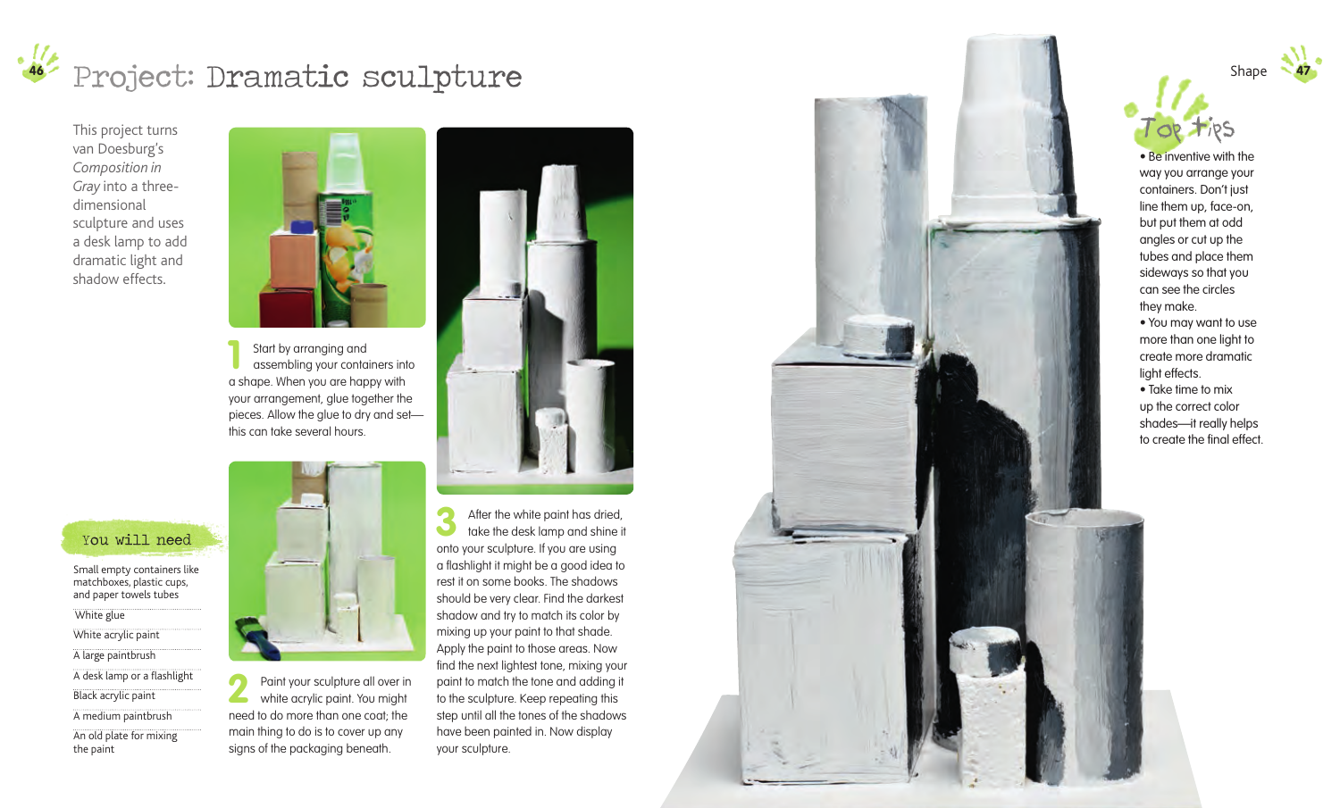# Project: Dramatic sculpture

This project turns van Doesburg's *Composition in Gray* into a three-dimensional sculpture and uses a desk lamp to add dramatic light and shadow effects.

## You will need

- Small empty containers like matchboxes, plastic cups, and paper towels tubes
- White glue
- White acrylic paint
- A large paintbrush
- A desk lamp or a flashlight
- Black acrylic paint
- A medium paintbrush
- An old plate for mixing the paint

**1** Start by arranging and assembling your containers into a shape. When you are happy with your arrangement, glue together the pieces. Allow the glue to dry and set—this can take several hours.

**2** Paint your sculpture all over in white acrylic paint. You might need to do more than one coat; the main thing to do is to cover up any signs of the packaging beneath.

**3** After the white paint has dried, take the desk lamp and shine it onto your sculpture. If you are using a flashlight it might be a good idea to rest it on some books. The shadows should be very clear. Find the darkest shadow and try to match its color by mixing up your paint to that shade. Apply the paint to those areas. Now find the next lightest tone, mixing your paint to match the tone and adding it to the sculpture. Keep repeating this step until all the tones of the shadows have been painted in. Now display your sculpture.

## Top tips

- Be inventive with the way you arrange your containers. Don't just line them up, face-on, but put them at odd angles or cut up the tubes and place them sideways so that you can see the circles they make.
- You may want to use more than one light to create more dramatic light effects.
- Take time to mix up the correct color shades—it really helps to create the final effect.